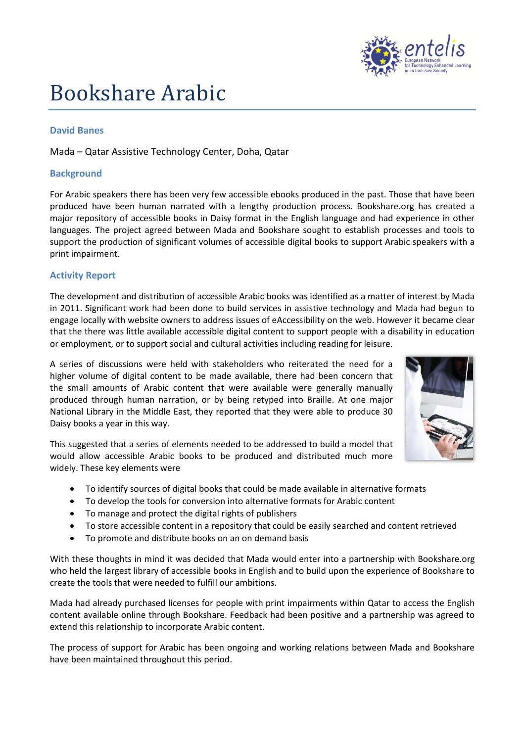# Bookshare Arabic

**David Banes**

Mada – Qatar Assistive Technology Center, Doha, Qatar

## Background

For Arabic speakers there has been very few accessible ebooks produced in the past. Those that have been produced have been human narrated with a lengthy production process. Bookshare.org has created a major repository of accessible books in Daisy format in the English language and had experience in other languages. The project agreed between Mada and Bookshare sought to establish processes and tools to support the production of significant volumes of accessible digital books to support Arabic speakers with a print impairment.

## Activity Report

The development and distribution of accessible Arabic books was identified as a matter of interest by Mada in 2011. Significant work had been done to build services in assistive technology and Mada had begun to engage locally with website owners to address issues of eAccessibility on the web. However it became clear that the there was little available accessible digital content to support people with a disability in education or employment, or to support social and cultural activities including reading for leisure.

A series of discussions were held with stakeholders who reiterated the need for a higher volume of digital content to be made available, there had been concern that the small amounts of Arabic content that were available were generally manually produced through human narration, or by being retyped into Braille. At one major National Library in the Middle East, they reported that they were able to produce 30 Daisy books a year in this way.

This suggested that a series of elements needed to be addressed to build a model that would allow accessible Arabic books to be produced and distributed much more widely. These key elements were

- To identify sources of digital books that could be made available in alternative formats
- To develop the tools for conversion into alternative formats for Arabic content
- To manage and protect the digital rights of publishers
- To store accessible content in a repository that could be easily searched and content retrieved
- To promote and distribute books on an on demand basis

With these thoughts in mind it was decided that Mada would enter into a partnership with Bookshare.org who held the largest library of accessible books in English and to build upon the experience of Bookshare to create the tools that were needed to fulfill our ambitions.

Mada had already purchased licenses for people with print impairments within Qatar to access the English content available online through Bookshare. Feedback had been positive and a partnership was agreed to extend this relationship to incorporate Arabic content.

The process of support for Arabic has been ongoing and working relations between Mada and Bookshare have been maintained throughout this period.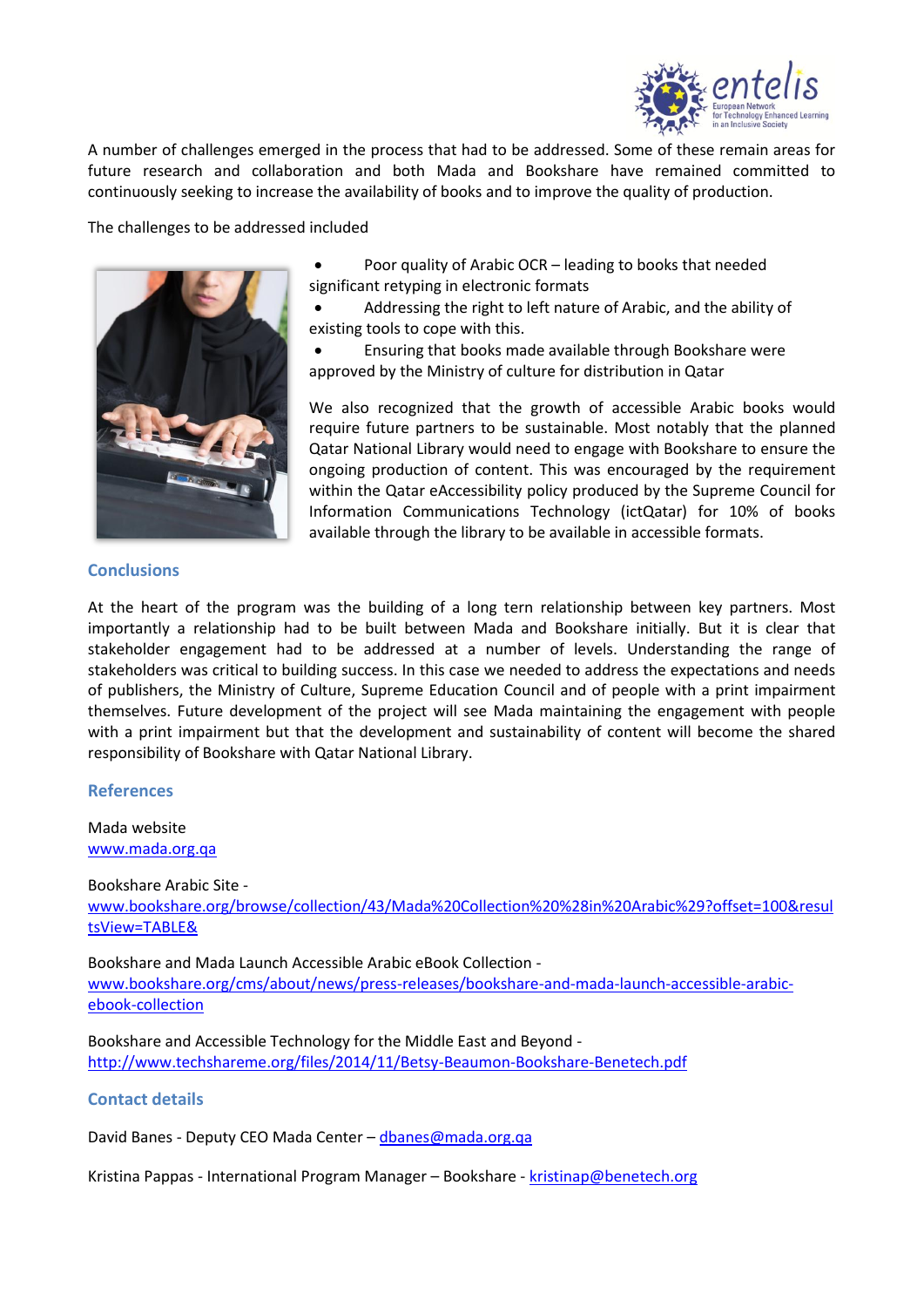A number of challenges emerged in the process that had to be addressed. Some of these remain areas for future research and collaboration and both Mada and Bookshare have remained committed to continuously seeking to increase the availability of books and to improve the quality of production.

The challenges to be addressed included

- Poor quality of Arabic OCR – leading to books that needed significant retyping in electronic formats
- Addressing the right to left nature of Arabic, and the ability of existing tools to cope with this.
- Ensuring that books made available through Bookshare were approved by the Ministry of culture for distribution in Qatar

We also recognized that the growth of accessible Arabic books would require future partners to be sustainable. Most notably that the planned Qatar National Library would need to engage with Bookshare to ensure the ongoing production of content. This was encouraged by the requirement within the Qatar eAccessibility policy produced by the Supreme Council for Information Communications Technology (ictQatar) for 10% of books available through the library to be available in accessible formats.

## Conclusions

At the heart of the program was the building of a long tern relationship between key partners. Most importantly a relationship had to be built between Mada and Bookshare initially. But it is clear that stakeholder engagement had to be addressed at a number of levels. Understanding the range of stakeholders was critical to building success. In this case we needed to address the expectations and needs of publishers, the Ministry of Culture, Supreme Education Council and of people with a print impairment themselves. Future development of the project will see Mada maintaining the engagement with people with a print impairment but that the development and sustainability of content will become the shared responsibility of Bookshare with Qatar National Library.

## References

Mada website
www.mada.org.qa

Bookshare Arabic Site -
www.bookshare.org/browse/collection/43/Mada%20Collection%20%28in%20Arabic%29?offset=100&resultsView=TABLE&

Bookshare and Mada Launch Accessible Arabic eBook Collection -
www.bookshare.org/cms/about/news/press-releases/bookshare-and-mada-launch-accessible-arabic-ebook-collection

Bookshare and Accessible Technology for the Middle East and Beyond -
http://www.techshareme.org/files/2014/11/Betsy-Beaumon-Bookshare-Benetech.pdf

## Contact details

David Banes - Deputy CEO Mada Center – dbanes@mada.org.qa

Kristina Pappas - International Program Manager – Bookshare - kristinap@benetech.org